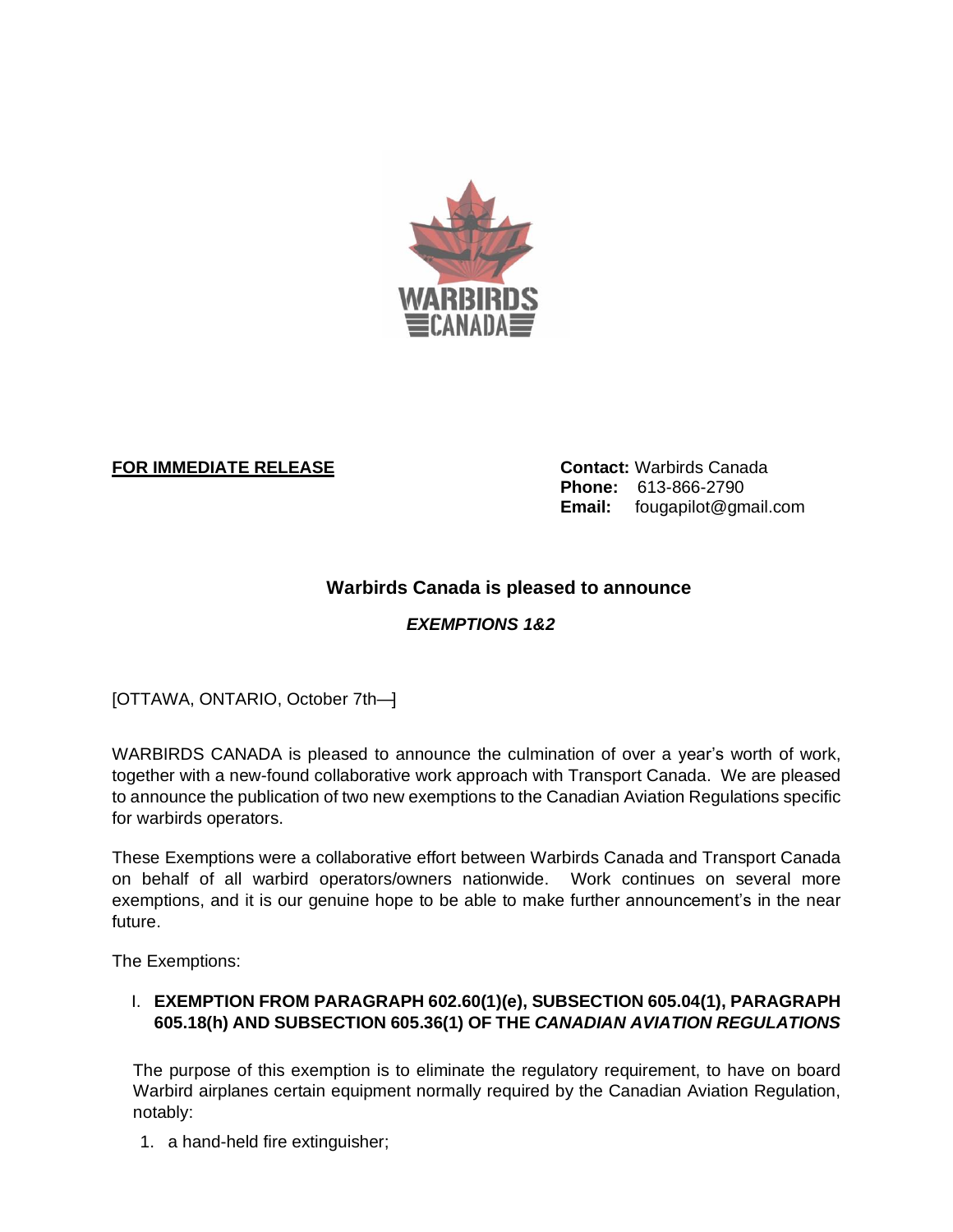**FOR IMMEDIATE RELEASE**

**Contact:** Warbirds Canada
**Phone:** 613-866-2790
**Email:** fougapilot@gmail.com

## Warbirds Canada is pleased to announce

### *EXEMPTIONS 1&2*

[OTTAWA, ONTARIO, October 7th—]

WARBIRDS CANADA is pleased to announce the culmination of over a year's worth of work, together with a new-found collaborative work approach with Transport Canada. We are pleased to announce the publication of two new exemptions to the Canadian Aviation Regulations specific for warbirds operators.

These Exemptions were a collaborative effort between Warbirds Canada and Transport Canada on behalf of all warbird operators/owners nationwide. Work continues on several more exemptions, and it is our genuine hope to be able to make further announcement's in the near future.

The Exemptions:

I. **EXEMPTION FROM PARAGRAPH 602.60(1)(e), SUBSECTION 605.04(1), PARAGRAPH 605.18(h) AND SUBSECTION 605.36(1) OF THE *CANADIAN AVIATION REGULATIONS***

The purpose of this exemption is to eliminate the regulatory requirement, to have on board Warbird airplanes certain equipment normally required by the Canadian Aviation Regulation, notably:

1. a hand-held fire extinguisher;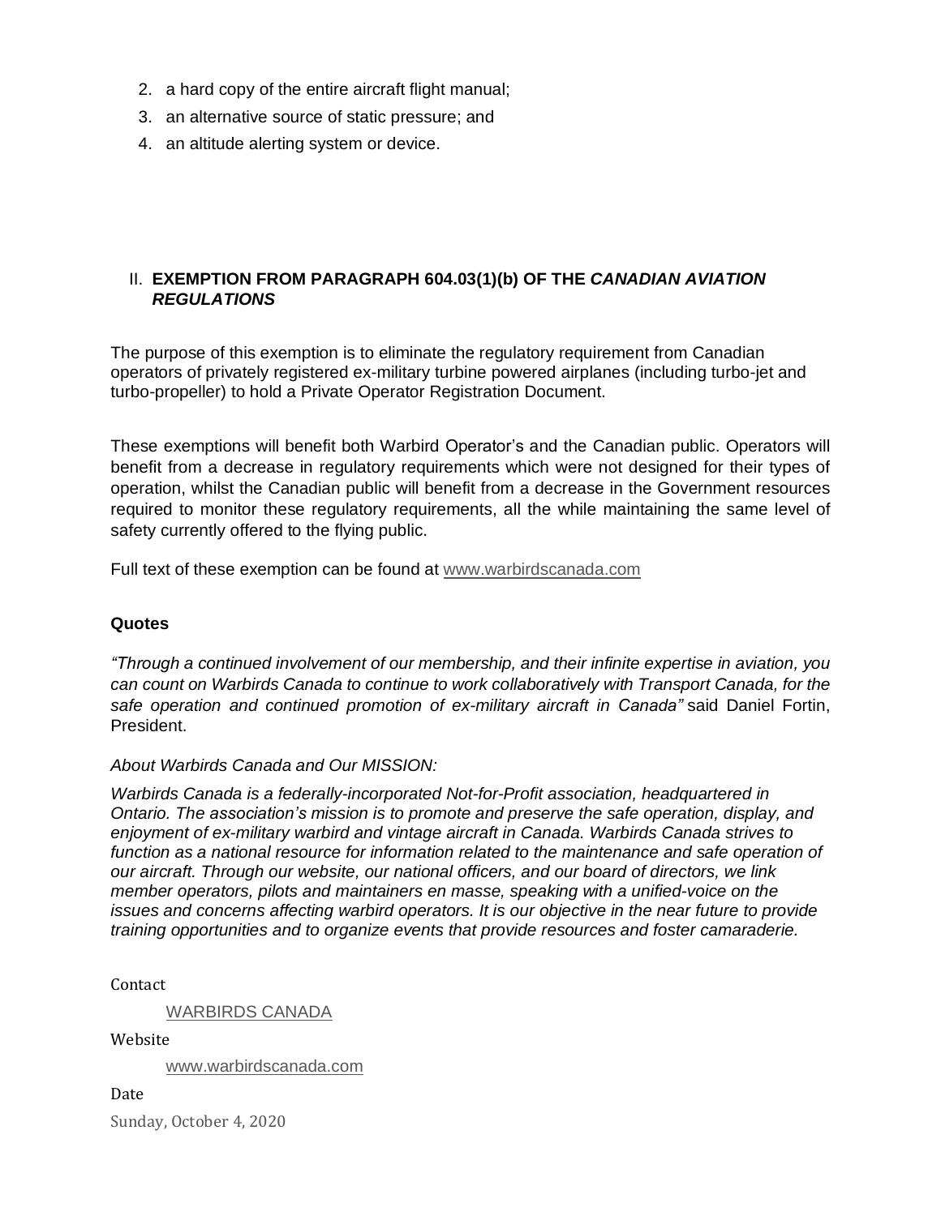2. a hard copy of the entire aircraft flight manual;
3. an alternative source of static pressure; and
4. an altitude alerting system or device.

## II. EXEMPTION FROM PARAGRAPH 604.03(1)(b) OF THE *CANADIAN AVIATION REGULATIONS*

The purpose of this exemption is to eliminate the regulatory requirement from Canadian operators of privately registered ex-military turbine powered airplanes (including turbo-jet and turbo-propeller) to hold a Private Operator Registration Document.

These exemptions will benefit both Warbird Operator's and the Canadian public. Operators will benefit from a decrease in regulatory requirements which were not designed for their types of operation, whilst the Canadian public will benefit from a decrease in the Government resources required to monitor these regulatory requirements, all the while maintaining the same level of safety currently offered to the flying public.

Full text of these exemption can be found at www.warbirdscanada.com

**Quotes**

*"Through a continued involvement of our membership, and their infinite expertise in aviation, you can count on Warbirds Canada to continue to work collaboratively with Transport Canada, for the safe operation and continued promotion of ex-military aircraft in Canada"* said Daniel Fortin, President.

*About Warbirds Canada and Our MISSION:*

*Warbirds Canada is a federally-incorporated Not-for-Profit association, headquartered in Ontario. The association's mission is to promote and preserve the safe operation, display, and enjoyment of ex-military warbird and vintage aircraft in Canada. Warbirds Canada strives to function as a national resource for information related to the maintenance and safe operation of our aircraft. Through our website, our national officers, and our board of directors, we link member operators, pilots and maintainers en masse, speaking with a unified-voice on the issues and concerns affecting warbird operators. It is our objective in the near future to provide training opportunities and to organize events that provide resources and foster camaraderie.*

Contact

WARBIRDS CANADA

Website

www.warbirdscanada.com

Date

Sunday, October 4, 2020